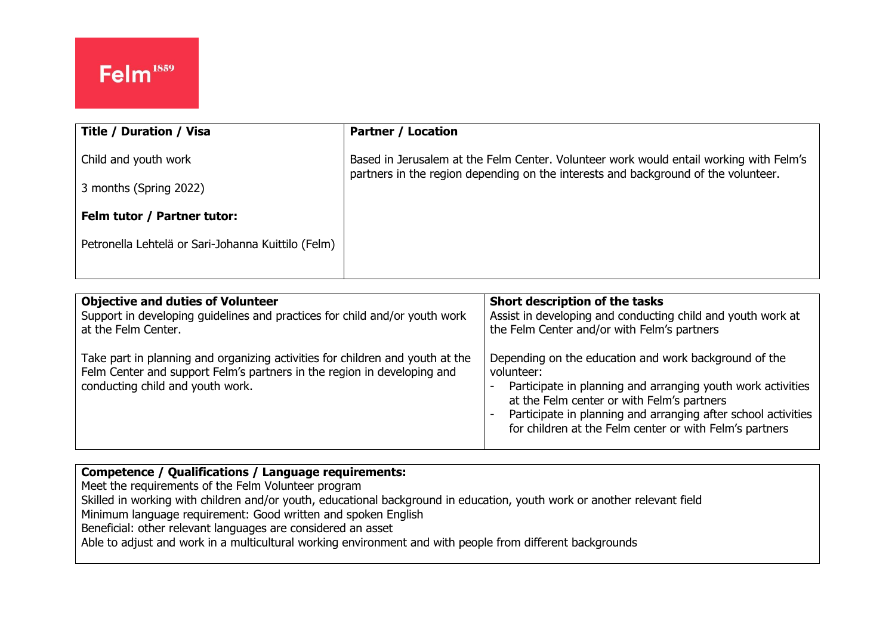Felm[1859]

| Title / Duration / Visa | Partner / Location |
|---|---|
| Child and youth work<br><br>3 months (Spring 2022)<br><br>**Felm tutor / Partner tutor:**<br><br>Petronella Lehtelä or Sari-Johanna Kuittilo (Felm) | Based in Jerusalem at the Felm Center. Volunteer work would entail working with Felm's partners in the region depending on the interests and background of the volunteer. |

| Objective and duties of Volunteer | Short description of the tasks |
|---|---|
| Support in developing guidelines and practices for child and/or youth work at the Felm Center.<br><br>Take part in planning and organizing activities for children and youth at the Felm Center and support Felm's partners in the region in developing and conducting child and youth work. | Assist in developing and conducting child and youth work at the Felm Center and/or with Felm's partners<br><br>Depending on the education and work background of the volunteer:<br>- Participate in planning and arranging youth work activities at the Felm center or with Felm's partners<br>- Participate in planning and arranging after school activities for children at the Felm center or with Felm's partners |

**Competence / Qualifications / Language requirements:**

Meet the requirements of the Felm Volunteer program

Skilled in working with children and/or youth, educational background in education, youth work or another relevant field

Minimum language requirement: Good written and spoken English

Beneficial: other relevant languages are considered an asset

Able to adjust and work in a multicultural working environment and with people from different backgrounds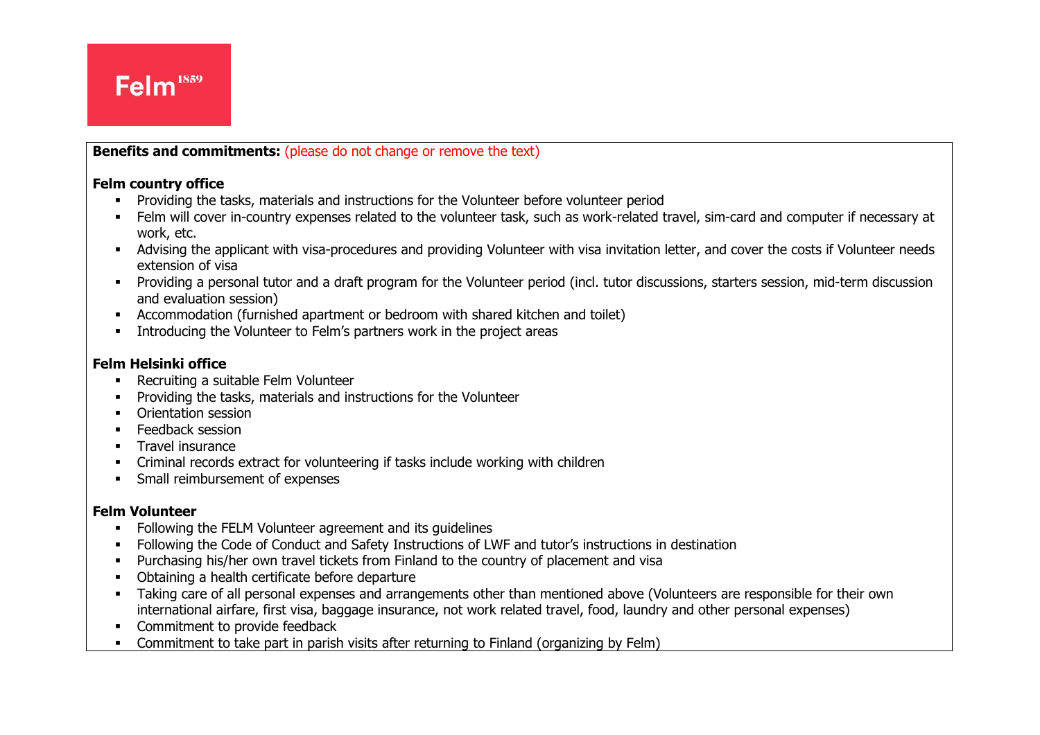Felm[1859]

**Benefits and commitments:** (please do not change or remove the text)

**Felm country office**

- Providing the tasks, materials and instructions for the Volunteer before volunteer period
- Felm will cover in-country expenses related to the volunteer task, such as work-related travel, sim-card and computer if necessary at work, etc.
- Advising the applicant with visa-procedures and providing Volunteer with visa invitation letter, and cover the costs if Volunteer needs extension of visa
- Providing a personal tutor and a draft program for the Volunteer period (incl. tutor discussions, starters session, mid-term discussion and evaluation session)
- Accommodation (furnished apartment or bedroom with shared kitchen and toilet)
- Introducing the Volunteer to Felm's partners work in the project areas

**Felm Helsinki office**

- Recruiting a suitable Felm Volunteer
- Providing the tasks, materials and instructions for the Volunteer
- Orientation session
- Feedback session
- Travel insurance
- Criminal records extract for volunteering if tasks include working with children
- Small reimbursement of expenses

**Felm Volunteer**

- Following the FELM Volunteer agreement and its guidelines
- Following the Code of Conduct and Safety Instructions of LWF and tutor's instructions in destination
- Purchasing his/her own travel tickets from Finland to the country of placement and visa
- Obtaining a health certificate before departure
- Taking care of all personal expenses and arrangements other than mentioned above (Volunteers are responsible for their own international airfare, first visa, baggage insurance, not work related travel, food, laundry and other personal expenses)
- Commitment to provide feedback
- Commitment to take part in parish visits after returning to Finland (organizing by Felm)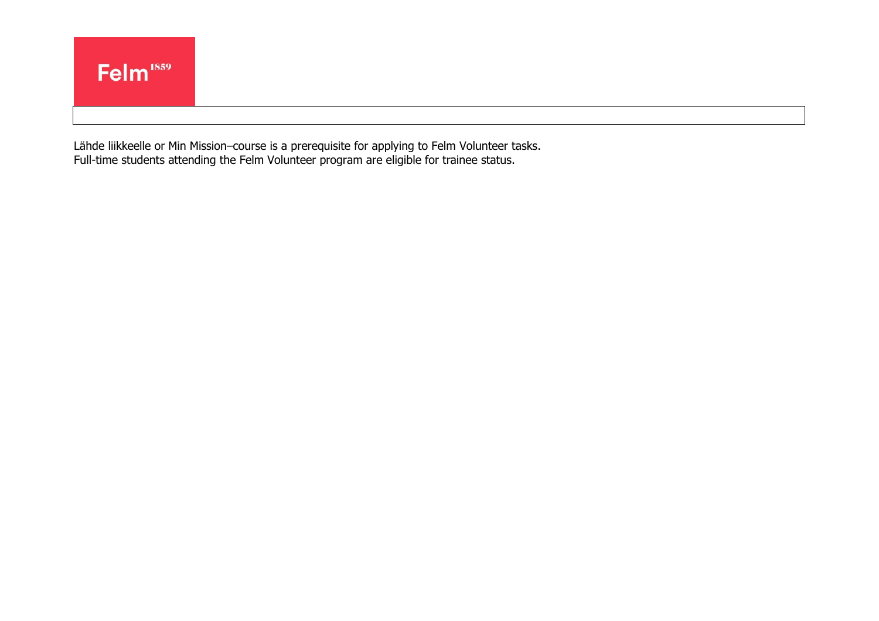Lähde liikkeelle or Min Mission–course is a prerequisite for applying to Felm Volunteer tasks.
Full-time students attending the Felm Volunteer program are eligible for trainee status.